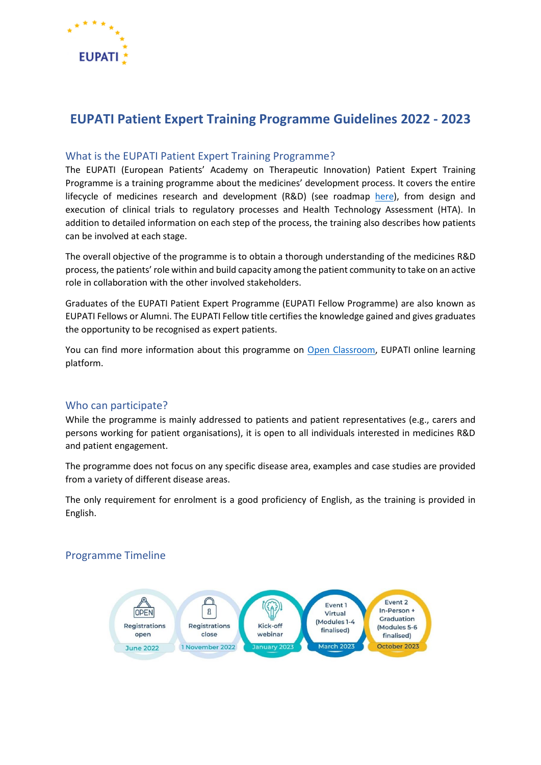# EUPATI Patient Expert Training Programme Guidelines 2022 - 2023

## What is the EUPATI Patient Expert Training Programme?

The EUPATI (European Patients' Academy on Therapeutic Innovation) Patient Expert Training Programme is a training programme about the medicines' development process. It covers the entire lifecycle of medicines research and development (R&D) (see roadmap here), from design and execution of clinical trials to regulatory processes and Health Technology Assessment (HTA). In addition to detailed information on each step of the process, the training also describes how patients can be involved at each stage.

The overall objective of the programme is to obtain a thorough understanding of the medicines R&D process, the patients' role within and build capacity among the patient community to take on an active role in collaboration with the other involved stakeholders.

Graduates of the EUPATI Patient Expert Programme (EUPATI Fellow Programme) are also known as EUPATI Fellows or Alumni. The EUPATI Fellow title certifies the knowledge gained and gives graduates the opportunity to be recognised as expert patients.

You can find more information about this programme on Open Classroom, EUPATI online learning platform.

## Who can participate?

While the programme is mainly addressed to patients and patient representatives (e.g., carers and persons working for patient organisations), it is open to all individuals interested in medicines R&D and patient engagement.

The programme does not focus on any specific disease area, examples and case studies are provided from a variety of different disease areas.

The only requirement for enrolment is a good proficiency of English, as the training is provided in English.

## Programme Timeline

- Registrations open – June 2022
- Registrations close – 1 November 2022
- Kick-off webinar – January 2023
- Event 1 Virtual (Modules 1-4 finalised) – March 2023
- Event 2 In-Person + Graduation (Modules 5-6 finalised) – October 2023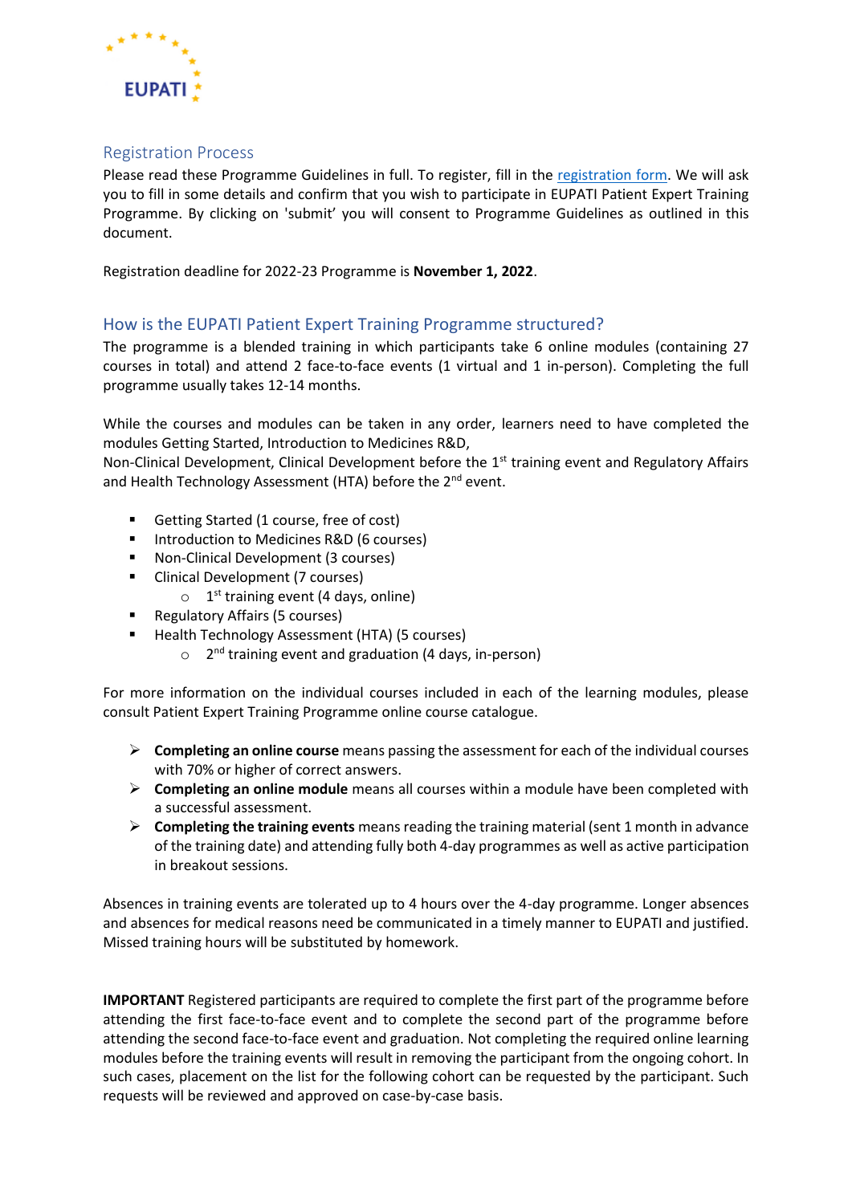## Registration Process

Please read these Programme Guidelines in full. To register, fill in the [registration form](). We will ask you to fill in some details and confirm that you wish to participate in EUPATI Patient Expert Training Programme. By clicking on 'submit' you will consent to Programme Guidelines as outlined in this document.

Registration deadline for 2022-23 Programme is **November 1, 2022**.

## How is the EUPATI Patient Expert Training Programme structured?

The programme is a blended training in which participants take 6 online modules (containing 27 courses in total) and attend 2 face-to-face events (1 virtual and 1 in-person). Completing the full programme usually takes 12-14 months.

While the courses and modules can be taken in any order, learners need to have completed the modules Getting Started, Introduction to Medicines R&D, Non-Clinical Development, Clinical Development before the 1st training event and Regulatory Affairs and Health Technology Assessment (HTA) before the 2nd event.

- Getting Started (1 course, free of cost)
- Introduction to Medicines R&D (6 courses)
- Non-Clinical Development (3 courses)
- Clinical Development (7 courses)
  - 1st training event (4 days, online)
- Regulatory Affairs (5 courses)
- Health Technology Assessment (HTA) (5 courses)
  - 2nd training event and graduation (4 days, in-person)

For more information on the individual courses included in each of the learning modules, please consult Patient Expert Training Programme online course catalogue.

- **Completing an online course** means passing the assessment for each of the individual courses with 70% or higher of correct answers.
- **Completing an online module** means all courses within a module have been completed with a successful assessment.
- **Completing the training events** means reading the training material (sent 1 month in advance of the training date) and attending fully both 4-day programmes as well as active participation in breakout sessions.

Absences in training events are tolerated up to 4 hours over the 4-day programme. Longer absences and absences for medical reasons need be communicated in a timely manner to EUPATI and justified. Missed training hours will be substituted by homework.

**IMPORTANT** Registered participants are required to complete the first part of the programme before attending the first face-to-face event and to complete the second part of the programme before attending the second face-to-face event and graduation. Not completing the required online learning modules before the training events will result in removing the participant from the ongoing cohort. In such cases, placement on the list for the following cohort can be requested by the participant. Such requests will be reviewed and approved on case-by-case basis.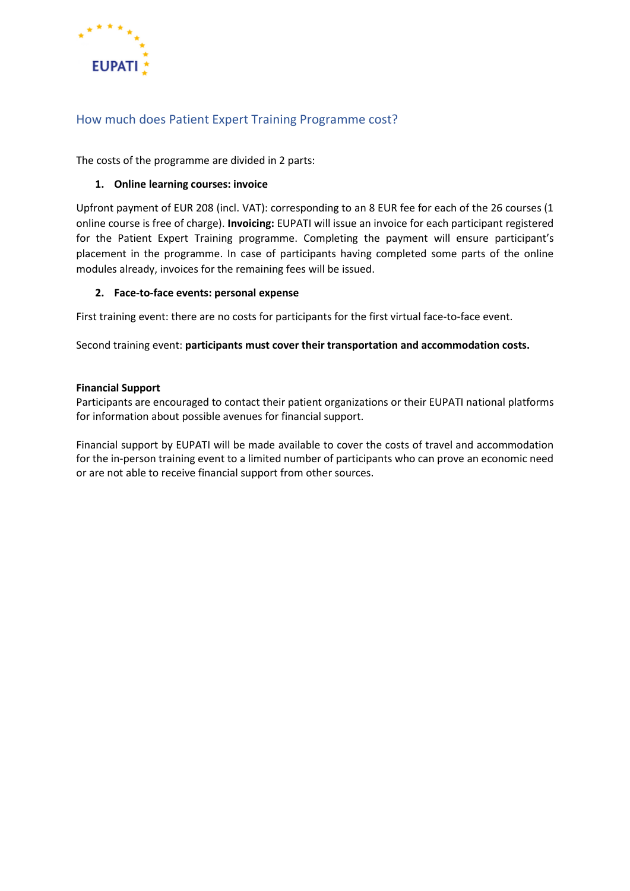## How much does Patient Expert Training Programme cost?

The costs of the programme are divided in 2 parts:

1. **Online learning courses: invoice**

Upfront payment of EUR 208 (incl. VAT): corresponding to an 8 EUR fee for each of the 26 courses (1 online course is free of charge). **Invoicing:** EUPATI will issue an invoice for each participant registered for the Patient Expert Training programme. Completing the payment will ensure participant's placement in the programme. In case of participants having completed some parts of the online modules already, invoices for the remaining fees will be issued.

2. **Face-to-face events: personal expense**

First training event: there are no costs for participants for the first virtual face-to-face event.

Second training event: **participants must cover their transportation and accommodation costs.**

**Financial Support**

Participants are encouraged to contact their patient organizations or their EUPATI national platforms for information about possible avenues for financial support.

Financial support by EUPATI will be made available to cover the costs of travel and accommodation for the in-person training event to a limited number of participants who can prove an economic need or are not able to receive financial support from other sources.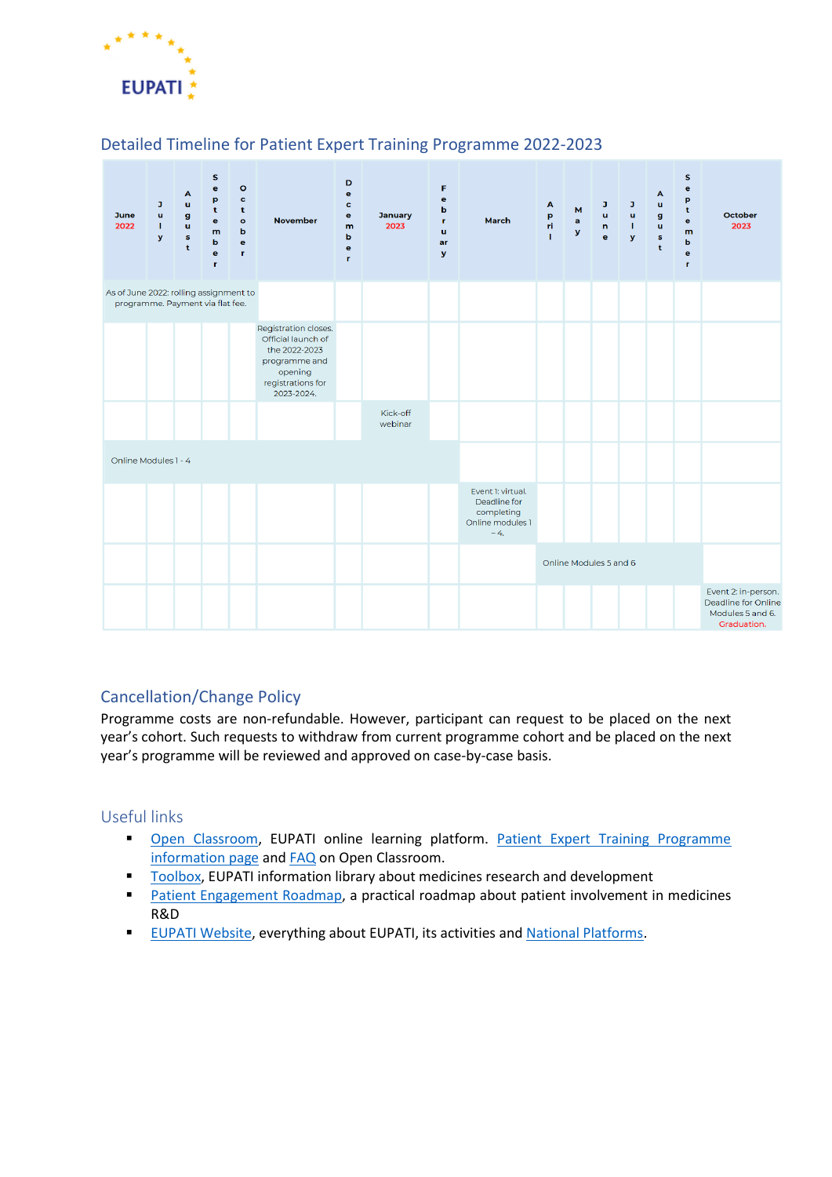## Detailed Timeline for Patient Expert Training Programme 2022-2023

| June 2022 | July | August | September | October | November | December | January 2023 | February | March | April | May | June | July | August | September | October 2023 |
|---|---|---|---|---|---|---|---|---|---|---|---|---|---|---|---|---|
| As of June 2022: rolling assignment to programme. Payment via flat fee. | | | | | | | | | | | | | | | | |
| | | | | | Registration closes. Official launch of the 2022-2023 programme and opening registrations for 2023-2024. | | | | | | | | | | | |
| | | | | | | | Kick-off webinar | | | | | | | | | |
| Online Modules 1 - 4 | | | | | | | | | | | | | | | | |
| | | | | | | | | | Event 1: virtual. Deadline for completing Online modules 1 – 4. | | | | | | | |
| | | | | | | | | | | Online Modules 5 and 6 | | | | | | |
| | | | | | | | | | | | | | | | | Event 2: in-person. Deadline for Online Modules 5 and 6. Graduation. |

## Cancellation/Change Policy

Programme costs are non-refundable. However, participant can request to be placed on the next year's cohort. Such requests to withdraw from current programme cohort and be placed on the next year's programme will be reviewed and approved on case-by-case basis.

## Useful links

- Open Classroom, EUPATI online learning platform. Patient Expert Training Programme information page and FAQ on Open Classroom.
- Toolbox, EUPATI information library about medicines research and development
- Patient Engagement Roadmap, a practical roadmap about patient involvement in medicines R&D
- EUPATI Website, everything about EUPATI, its activities and National Platforms.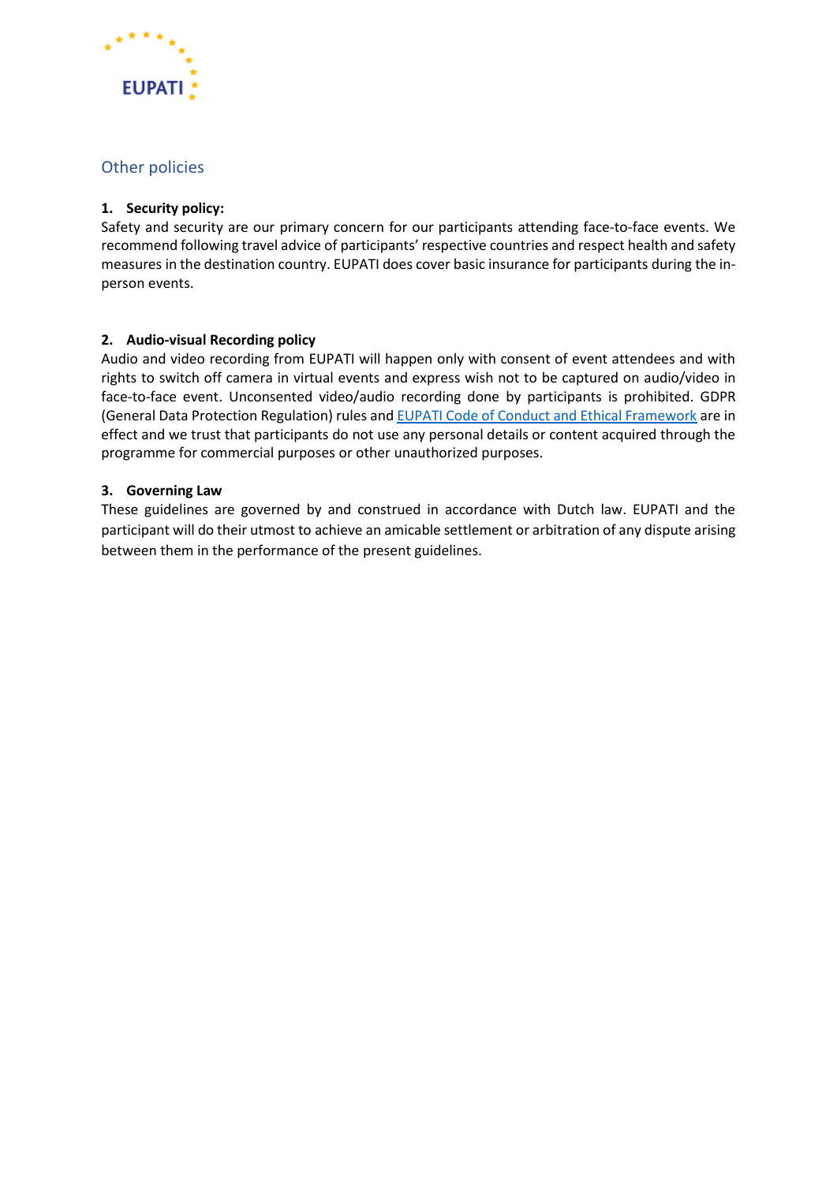## Other policies

1. **Security policy:**

Safety and security are our primary concern for our participants attending face-to-face events. We recommend following travel advice of participants' respective countries and respect health and safety measures in the destination country. EUPATI does cover basic insurance for participants during the in-person events.

2. **Audio-visual Recording policy**

Audio and video recording from EUPATI will happen only with consent of event attendees and with rights to switch off camera in virtual events and express wish not to be captured on audio/video in face-to-face event. Unconsented video/audio recording done by participants is prohibited. GDPR (General Data Protection Regulation) rules and EUPATI Code of Conduct and Ethical Framework are in effect and we trust that participants do not use any personal details or content acquired through the programme for commercial purposes or other unauthorized purposes.

3. **Governing Law**

These guidelines are governed by and construed in accordance with Dutch law. EUPATI and the participant will do their utmost to achieve an amicable settlement or arbitration of any dispute arising between them in the performance of the present guidelines.